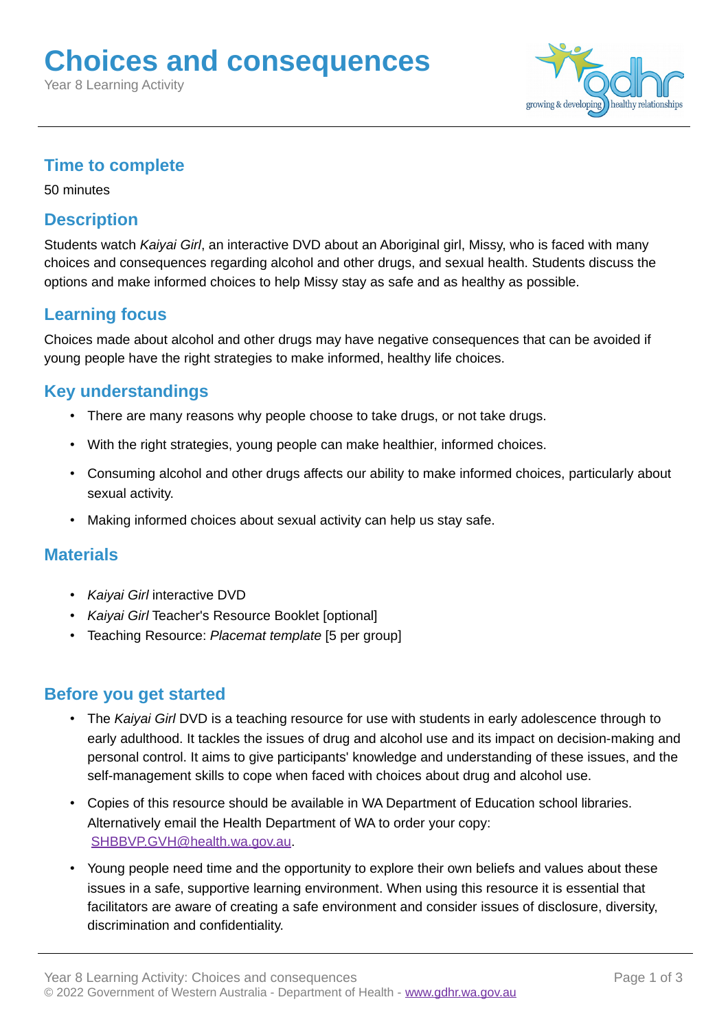# Choices and consequences

Year 8 Learning Activity

## Time to complete

50 minutes

## Description

Students watch *Kaiyai Girl*, an interactive DVD about an Aboriginal girl, Missy, who is faced with many choices and consequences regarding alcohol and other drugs, and sexual health. Students discuss the options and make informed choices to help Missy stay as safe and as healthy as possible.

## Learning focus

Choices made about alcohol and other drugs may have negative consequences that can be avoided if young people have the right strategies to make informed, healthy life choices.

## Key understandings

- There are many reasons why people choose to take drugs, or not take drugs.
- With the right strategies, young people can make healthier, informed choices.
- Consuming alcohol and other drugs affects our ability to make informed choices, particularly about sexual activity.
- Making informed choices about sexual activity can help us stay safe.

## Materials

- *Kaiyai Girl* interactive DVD
- *Kaiyai Girl* Teacher's Resource Booklet [optional]
- Teaching Resource: *Placemat template* [5 per group]

## Before you get started

- The *Kaiyai Girl* DVD is a teaching resource for use with students in early adolescence through to early adulthood. It tackles the issues of drug and alcohol use and its impact on decision-making and personal control. It aims to give participants' knowledge and understanding of these issues, and the self-management skills to cope when faced with choices about drug and alcohol use.
- Copies of this resource should be available in WA Department of Education school libraries. Alternatively email the Health Department of WA to order your copy: SHBBVP.GVH@health.wa.gov.au.
- Young people need time and the opportunity to explore their own beliefs and values about these issues in a safe, supportive learning environment. When using this resource it is essential that facilitators are aware of creating a safe environment and consider issues of disclosure, diversity, discrimination and confidentiality.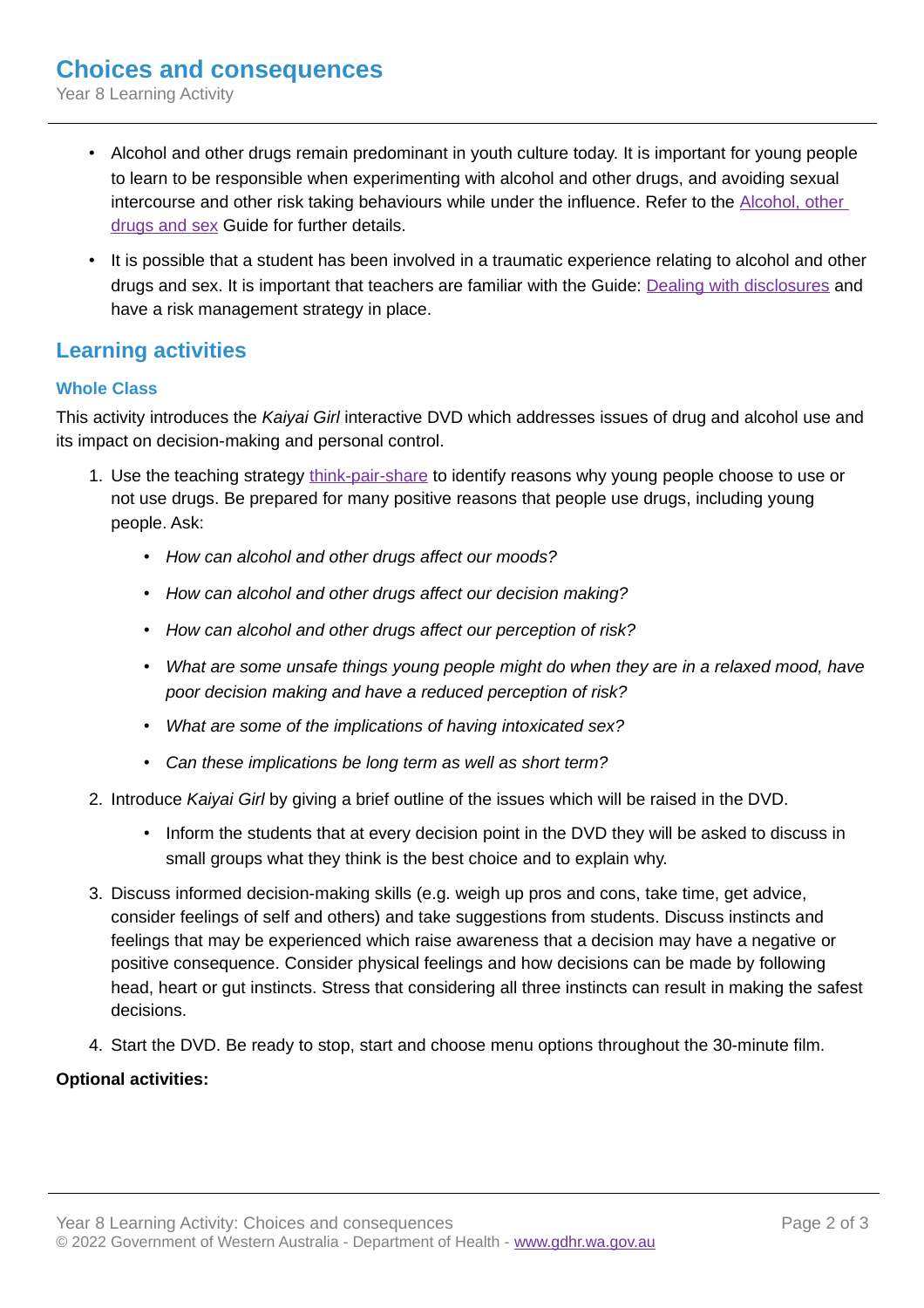- Alcohol and other drugs remain predominant in youth culture today. It is important for young people to learn to be responsible when experimenting with alcohol and other drugs, and avoiding sexual intercourse and other risk taking behaviours while under the influence. Refer to the [Alcohol, other drugs and sex]() Guide for further details.
- It is possible that a student has been involved in a traumatic experience relating to alcohol and other drugs and sex. It is important that teachers are familiar with the Guide: [Dealing with disclosures]() and have a risk management strategy in place.

## Learning activities

### Whole Class

This activity introduces the *Kaiyai Girl* interactive DVD which addresses issues of drug and alcohol use and its impact on decision-making and personal control.

1. Use the teaching strategy [think-pair-share]() to identify reasons why young people choose to use or not use drugs. Be prepared for many positive reasons that people use drugs, including young people. Ask:
   - *How can alcohol and other drugs affect our moods?*
   - *How can alcohol and other drugs affect our decision making?*
   - *How can alcohol and other drugs affect our perception of risk?*
   - *What are some unsafe things young people might do when they are in a relaxed mood, have poor decision making and have a reduced perception of risk?*
   - *What are some of the implications of having intoxicated sex?*
   - *Can these implications be long term as well as short term?*
2. Introduce *Kaiyai Girl* by giving a brief outline of the issues which will be raised in the DVD.
   - Inform the students that at every decision point in the DVD they will be asked to discuss in small groups what they think is the best choice and to explain why.
3. Discuss informed decision-making skills (e.g. weigh up pros and cons, take time, get advice, consider feelings of self and others) and take suggestions from students. Discuss instincts and feelings that may be experienced which raise awareness that a decision may have a negative or positive consequence. Consider physical feelings and how decisions can be made by following head, heart or gut instincts. Stress that considering all three instincts can result in making the safest decisions.
4. Start the DVD. Be ready to stop, start and choose menu options throughout the 30-minute film.

**Optional activities:**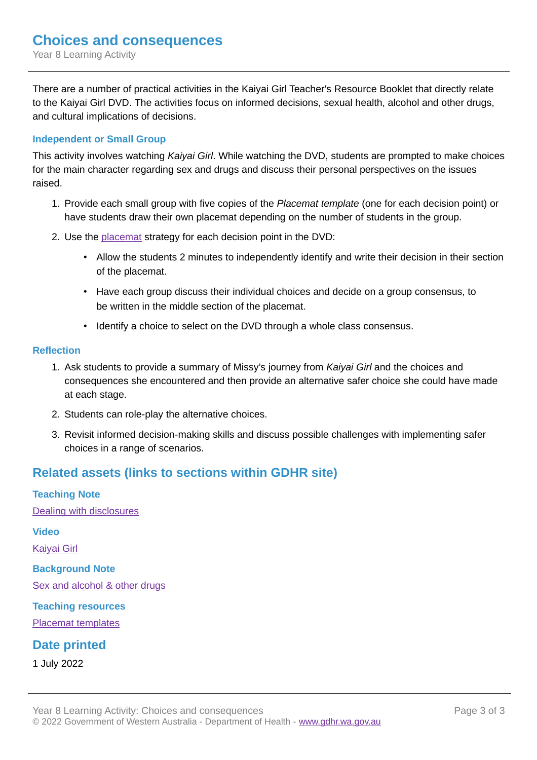# Choices and consequences

Year 8 Learning Activity

There are a number of practical activities in the Kaiyai Girl Teacher's Resource Booklet that directly relate to the Kaiyai Girl DVD. The activities focus on informed decisions, sexual health, alcohol and other drugs, and cultural implications of decisions.

### Independent or Small Group

This activity involves watching *Kaiyai Girl*. While watching the DVD, students are prompted to make choices for the main character regarding sex and drugs and discuss their personal perspectives on the issues raised.

1. Provide each small group with five copies of the *Placemat template* (one for each decision point) or have students draw their own placemat depending on the number of students in the group.
2. Use the placemat strategy for each decision point in the DVD:
   - Allow the students 2 minutes to independently identify and write their decision in their section of the placemat.
   - Have each group discuss their individual choices and decide on a group consensus, to be written in the middle section of the placemat.
   - Identify a choice to select on the DVD through a whole class consensus.

### Reflection

1. Ask students to provide a summary of Missy's journey from *Kaiyai Girl* and the choices and consequences she encountered and then provide an alternative safer choice she could have made at each stage.
2. Students can role-play the alternative choices.
3. Revisit informed decision-making skills and discuss possible challenges with implementing safer choices in a range of scenarios.

## Related assets (links to sections within GDHR site)

### Teaching Note

Dealing with disclosures

### Video

Kaiyai Girl

### Background Note

Sex and alcohol & other drugs

### Teaching resources

Placemat templates

## Date printed

1 July 2022